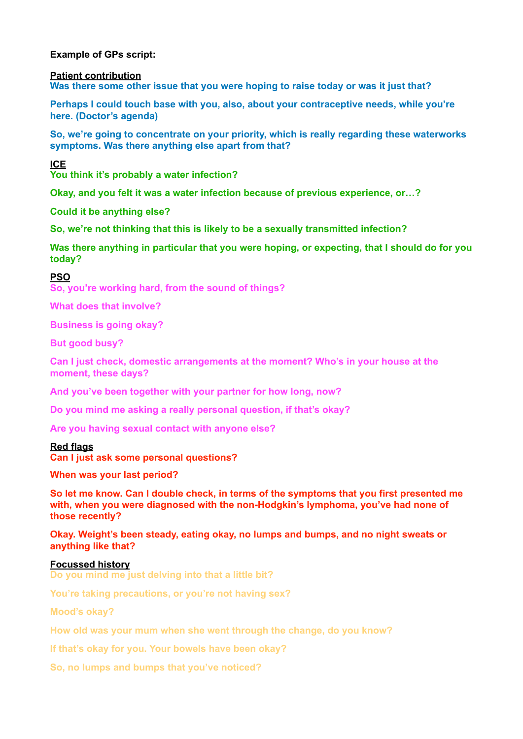**Example of GPs script:**

**Patient contribution**

**Was there some other issue that you were hoping to raise today or was it just that?**

**Perhaps I could touch base with you, also, about your contraceptive needs, while you're here. (Doctor's agenda)**

**So, we're going to concentrate on your priority, which is really regarding these waterworks symptoms. Was there anything else apart from that?**

**ICE**

**You think it's probably a water infection?**

**Okay, and you felt it was a water infection because of previous experience, or…?**

**Could it be anything else?**

**So, we're not thinking that this is likely to be a sexually transmitted infection?**

**Was there anything in particular that you were hoping, or expecting, that I should do for you today?**

**PSO**

**So, you're working hard, from the sound of things?**

**What does that involve?**

**Business is going okay?**

**But good busy?**

**Can I just check, domestic arrangements at the moment? Who's in your house at the moment, these days?**

**And you've been together with your partner for how long, now?**

**Do you mind me asking a really personal question, if that's okay?**

**Are you having sexual contact with anyone else?**

**Red flags**

**Can I just ask some personal questions?**

**When was your last period?**

**So let me know. Can I double check, in terms of the symptoms that you first presented me with, when you were diagnosed with the non-Hodgkin's lymphoma, you've had none of those recently?**

**Okay. Weight's been steady, eating okay, no lumps and bumps, and no night sweats or anything like that?**

**Focussed history**

**Do you mind me just delving into that a little bit?**

**You're taking precautions, or you're not having sex?**

**Mood's okay?**

**How old was your mum when she went through the change, do you know?**

**If that's okay for you. Your bowels have been okay?**

**So, no lumps and bumps that you've noticed?**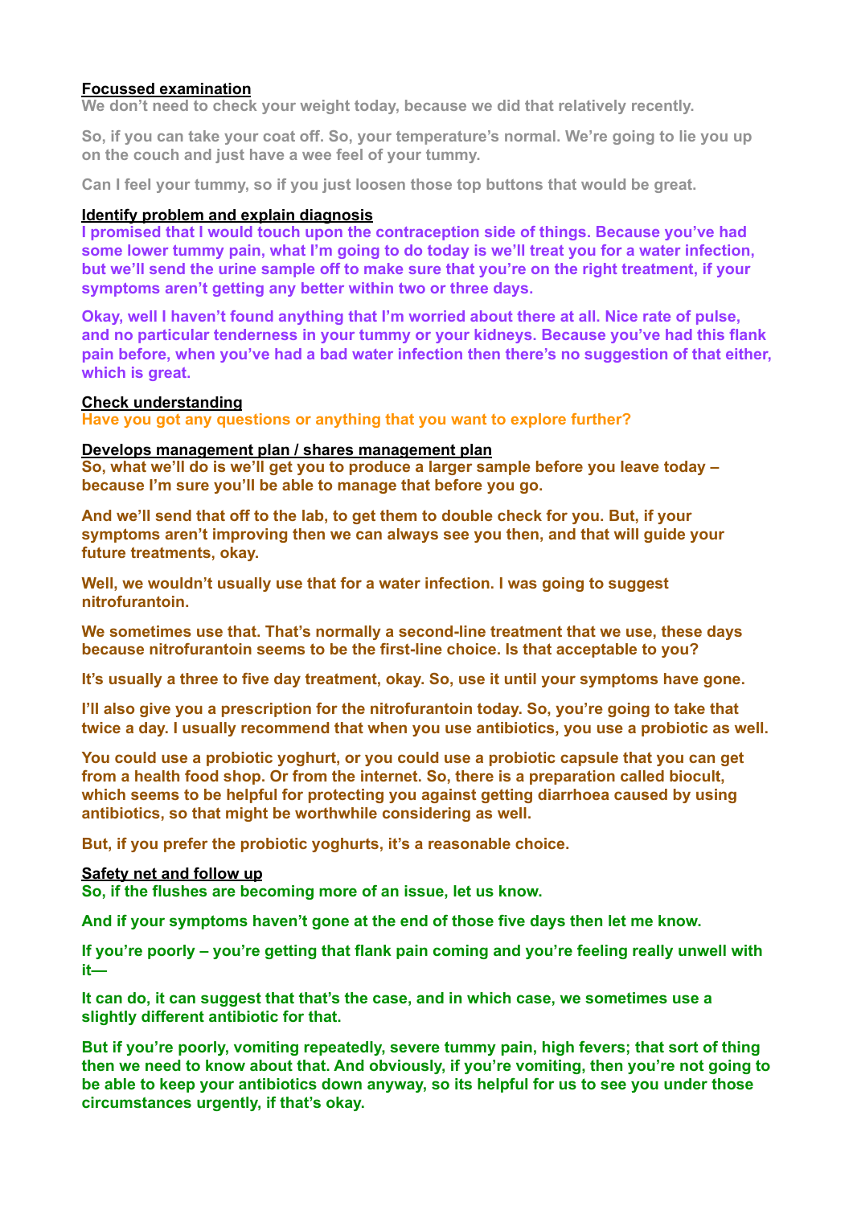**Focussed examination**

We don't need to check your weight today, because we did that relatively recently.

So, if you can take your coat off. So, your temperature's normal. We're going to lie you up on the couch and just have a wee feel of your tummy.

Can I feel your tummy, so if you just loosen those top buttons that would be great.

**Identify problem and explain diagnosis**

**I promised that I would touch upon the contraception side of things. Because you've had some lower tummy pain, what I'm going to do today is we'll treat you for a water infection, but we'll send the urine sample off to make sure that you're on the right treatment, if your symptoms aren't getting any better within two or three days.**

**Okay, well I haven't found anything that I'm worried about there at all. Nice rate of pulse, and no particular tenderness in your tummy or your kidneys. Because you've had this flank pain before, when you've had a bad water infection then there's no suggestion of that either, which is great.**

**Check understanding**

**Have you got any questions or anything that you want to explore further?**

**Develops management plan / shares management plan**

**So, what we'll do is we'll get you to produce a larger sample before you leave today – because I'm sure you'll be able to manage that before you go.**

**And we'll send that off to the lab, to get them to double check for you. But, if your symptoms aren't improving then we can always see you then, and that will guide your future treatments, okay.**

**Well, we wouldn't usually use that for a water infection. I was going to suggest nitrofurantoin.**

**We sometimes use that. That's normally a second-line treatment that we use, these days because nitrofurantoin seems to be the first-line choice. Is that acceptable to you?**

**It's usually a three to five day treatment, okay. So, use it until your symptoms have gone.**

**I'll also give you a prescription for the nitrofurantoin today. So, you're going to take that twice a day. I usually recommend that when you use antibiotics, you use a probiotic as well.**

**You could use a probiotic yoghurt, or you could use a probiotic capsule that you can get from a health food shop. Or from the internet. So, there is a preparation called biocult, which seems to be helpful for protecting you against getting diarrhoea caused by using antibiotics, so that might be worthwhile considering as well.**

**But, if you prefer the probiotic yoghurts, it's a reasonable choice.**

**Safety net and follow up**

**So, if the flushes are becoming more of an issue, let us know.**

**And if your symptoms haven't gone at the end of those five days then let me know.**

**If you're poorly – you're getting that flank pain coming and you're feeling really unwell with it—**

**It can do, it can suggest that that's the case, and in which case, we sometimes use a slightly different antibiotic for that.**

**But if you're poorly, vomiting repeatedly, severe tummy pain, high fevers; that sort of thing then we need to know about that. And obviously, if you're vomiting, then you're not going to be able to keep your antibiotics down anyway, so its helpful for us to see you under those circumstances urgently, if that's okay.**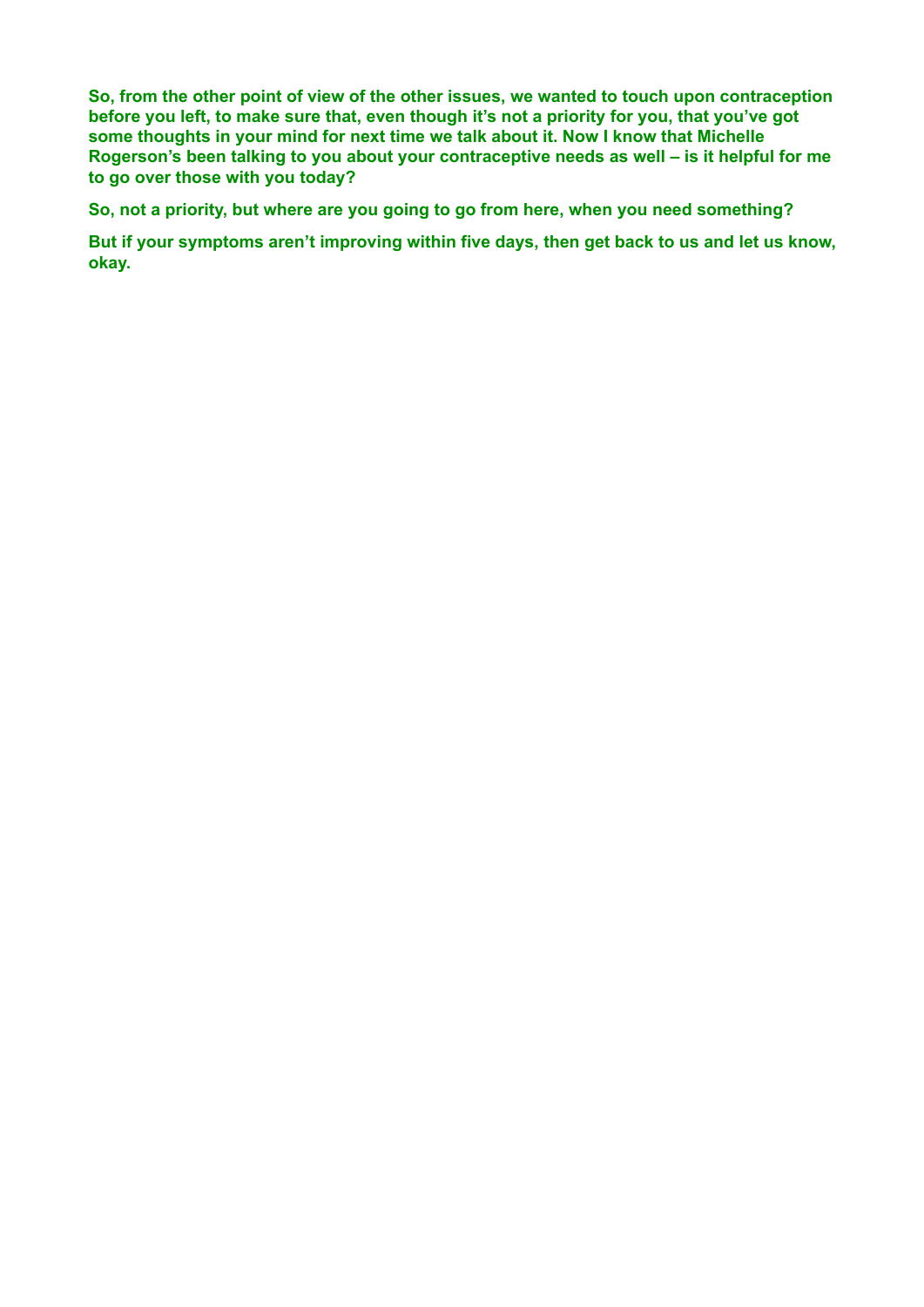**So, from the other point of view of the other issues, we wanted to touch upon contraception before you left, to make sure that, even though it's not a priority for you, that you've got some thoughts in your mind for next time we talk about it. Now I know that Michelle Rogerson's been talking to you about your contraceptive needs as well – is it helpful for me to go over those with you today?**

**So, not a priority, but where are you going to go from here, when you need something?**

**But if your symptoms aren't improving within five days, then get back to us and let us know, okay.**